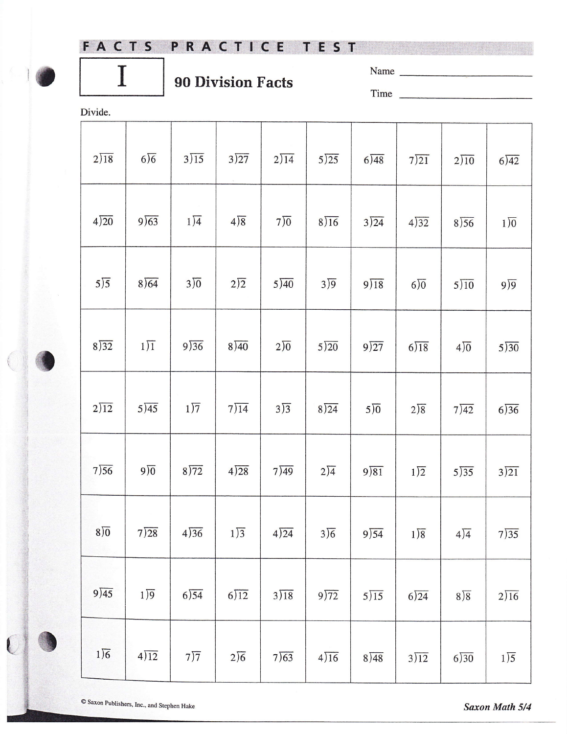# FACTS PRACTICE TEST

## I — 90 Division Facts

Name ____________________

Time ____________________

Divide.

| | | | | | | | | | |
|---|---|---|---|---|---|---|---|---|---|
| $2\overline{)18}$ | $6\overline{)6}$ | $3\overline{)15}$ | $3\overline{)27}$ | $2\overline{)14}$ | $5\overline{)25}$ | $6\overline{)48}$ | $7\overline{)21}$ | $2\overline{)10}$ | $6\overline{)42}$ |
| $4\overline{)20}$ | $9\overline{)63}$ | $1\overline{)4}$ | $4\overline{)8}$ | $7\overline{)0}$ | $8\overline{)16}$ | $3\overline{)24}$ | $4\overline{)32}$ | $8\overline{)56}$ | $1\overline{)0}$ |
| $5\overline{)5}$ | $8\overline{)64}$ | $3\overline{)0}$ | $2\overline{)2}$ | $5\overline{)40}$ | $3\overline{)9}$ | $9\overline{)18}$ | $6\overline{)0}$ | $5\overline{)10}$ | $9\overline{)9}$ |
| $8\overline{)32}$ | $1\overline{)1}$ | $9\overline{)36}$ | $8\overline{)40}$ | $2\overline{)0}$ | $5\overline{)20}$ | $9\overline{)27}$ | $6\overline{)18}$ | $4\overline{)0}$ | $5\overline{)30}$ |
| $2\overline{)12}$ | $5\overline{)45}$ | $1\overline{)7}$ | $7\overline{)14}$ | $3\overline{)3}$ | $8\overline{)24}$ | $5\overline{)0}$ | $2\overline{)8}$ | $7\overline{)42}$ | $6\overline{)36}$ |
| $7\overline{)56}$ | $9\overline{)0}$ | $8\overline{)72}$ | $4\overline{)28}$ | $7\overline{)49}$ | $2\overline{)4}$ | $9\overline{)81}$ | $1\overline{)2}$ | $5\overline{)35}$ | $3\overline{)21}$ |
| $8\overline{)0}$ | $7\overline{)28}$ | $4\overline{)36}$ | $1\overline{)3}$ | $4\overline{)24}$ | $3\overline{)6}$ | $9\overline{)54}$ | $1\overline{)8}$ | $4\overline{)4}$ | $7\overline{)35}$ |
| $9\overline{)45}$ | $1\overline{)9}$ | $6\overline{)54}$ | $6\overline{)12}$ | $3\overline{)18}$ | $9\overline{)72}$ | $5\overline{)15}$ | $6\overline{)24}$ | $8\overline{)8}$ | $2\overline{)16}$ |
| $1\overline{)6}$ | $4\overline{)12}$ | $7\overline{)7}$ | $2\overline{)6}$ | $7\overline{)63}$ | $4\overline{)16}$ | $8\overline{)48}$ | $3\overline{)12}$ | $6\overline{)30}$ | $1\overline{)5}$ |

© Saxon Publishers, Inc., and Stephen Hake

*Saxon Math 5/4*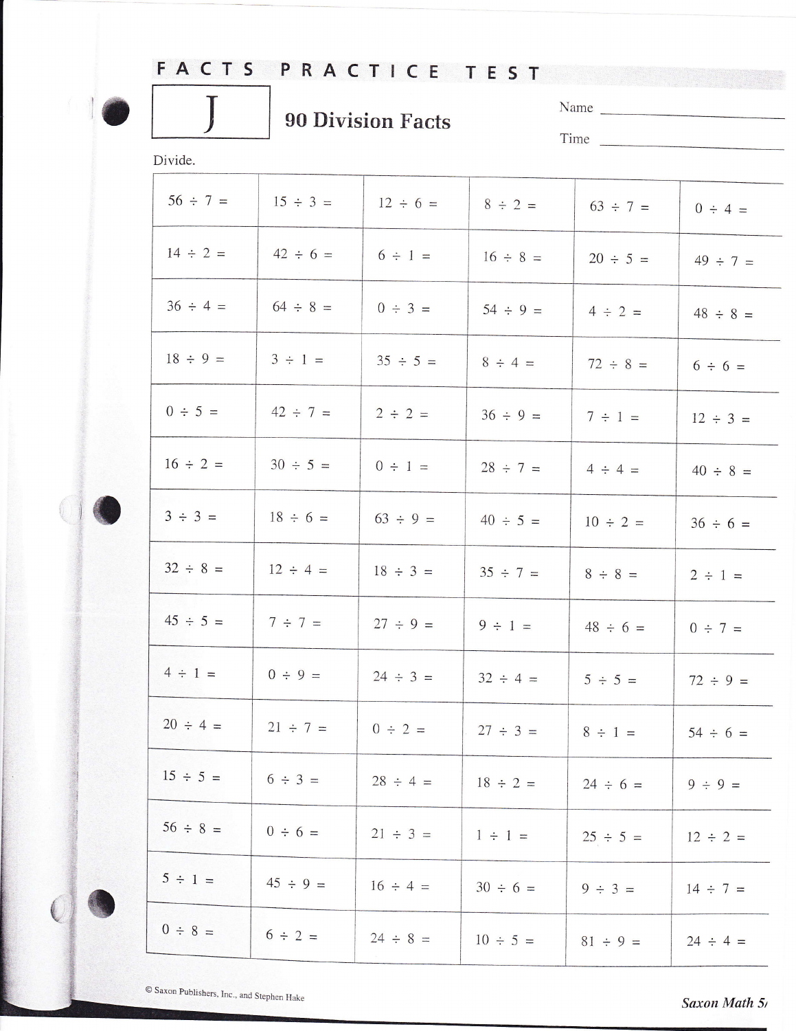# FACTS PRACTICE TEST

**J** — **90 Division Facts**

Name ______________

Time ______________

Divide.

| | | | | | |
|---|---|---|---|---|---|
| $56 \div 7 =$ | $15 \div 3 =$ | $12 \div 6 =$ | $8 \div 2 =$ | $63 \div 7 =$ | $0 \div 4 =$ |
| $14 \div 2 =$ | $42 \div 6 =$ | $6 \div 1 =$ | $16 \div 8 =$ | $20 \div 5 =$ | $49 \div 7 =$ |
| $36 \div 4 =$ | $64 \div 8 =$ | $0 \div 3 =$ | $54 \div 9 =$ | $4 \div 2 =$ | $48 \div 8 =$ |
| $18 \div 9 =$ | $3 \div 1 =$ | $35 \div 5 =$ | $8 \div 4 =$ | $72 \div 8 =$ | $6 \div 6 =$ |
| $0 \div 5 =$ | $42 \div 7 =$ | $2 \div 2 =$ | $36 \div 9 =$ | $7 \div 1 =$ | $12 \div 3 =$ |
| $16 \div 2 =$ | $30 \div 5 =$ | $0 \div 1 =$ | $28 \div 7 =$ | $4 \div 4 =$ | $40 \div 8 =$ |
| $3 \div 3 =$ | $18 \div 6 =$ | $63 \div 9 =$ | $40 \div 5 =$ | $10 \div 2 =$ | $36 \div 6 =$ |
| $32 \div 8 =$ | $12 \div 4 =$ | $18 \div 3 =$ | $35 \div 7 =$ | $8 \div 8 =$ | $2 \div 1 =$ |
| $45 \div 5 =$ | $7 \div 7 =$ | $27 \div 9 =$ | $9 \div 1 =$ | $48 \div 6 =$ | $0 \div 7 =$ |
| $4 \div 1 =$ | $0 \div 9 =$ | $24 \div 3 =$ | $32 \div 4 =$ | $5 \div 5 =$ | $72 \div 9 =$ |
| $20 \div 4 =$ | $21 \div 7 =$ | $0 \div 2 =$ | $27 \div 3 =$ | $8 \div 1 =$ | $54 \div 6 =$ |
| $15 \div 5 =$ | $6 \div 3 =$ | $28 \div 4 =$ | $18 \div 2 =$ | $24 \div 6 =$ | $9 \div 9 =$ |
| $56 \div 8 =$ | $0 \div 6 =$ | $21 \div 3 =$ | $1 \div 1 =$ | $25 \div 5 =$ | $12 \div 2 =$ |
| $5 \div 1 =$ | $45 \div 9 =$ | $16 \div 4 =$ | $30 \div 6 =$ | $9 \div 3 =$ | $14 \div 7 =$ |
| $0 \div 8 =$ | $6 \div 2 =$ | $24 \div 8 =$ | $10 \div 5 =$ | $81 \div 9 =$ | $24 \div 4 =$ |

© Saxon Publishers, Inc., and Stephen Hake

*Saxon Math 5/*